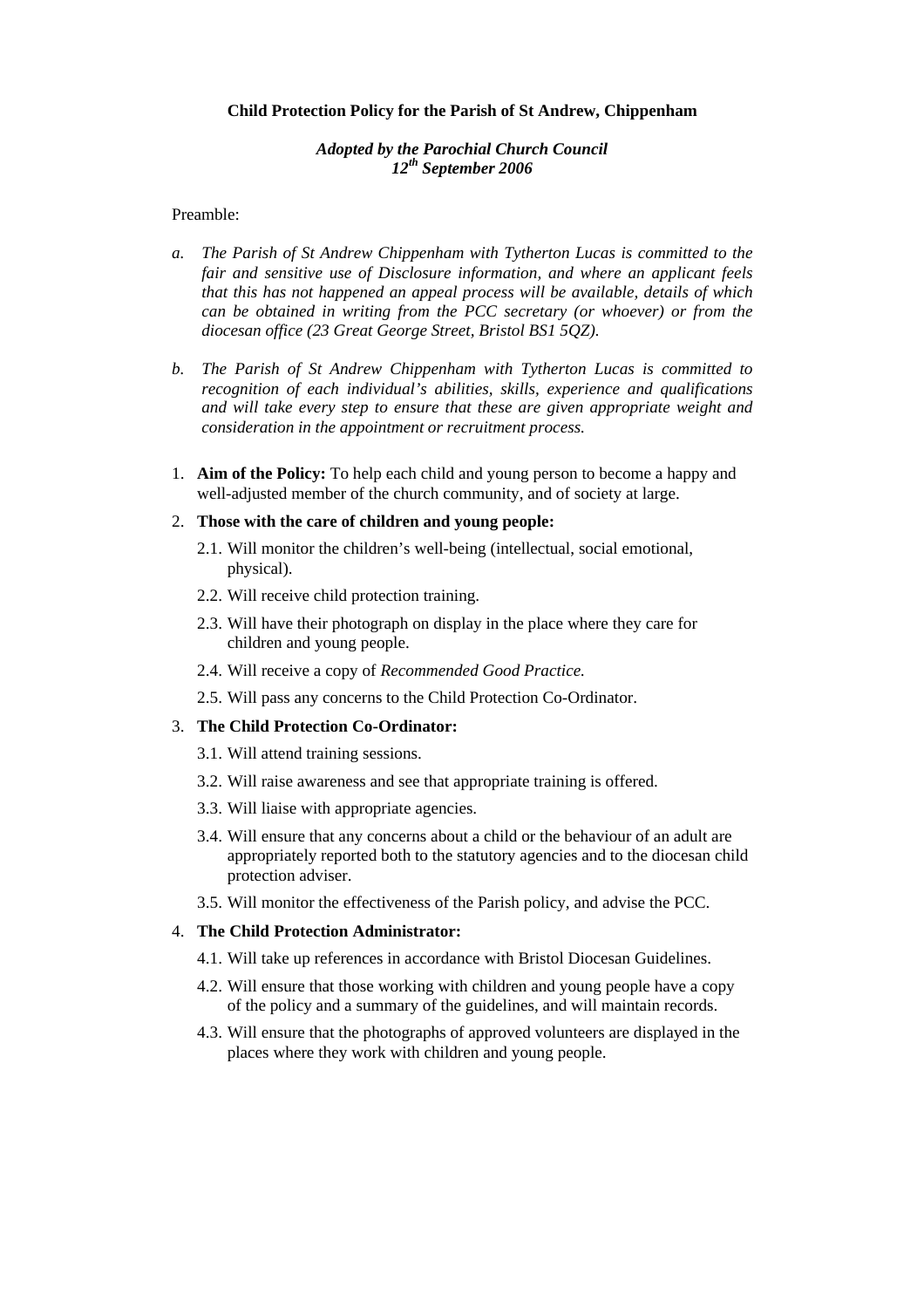**Child Protection Policy for the Parish of St Andrew, Chippenham**

***Adopted by the Parochial Church Council***
***12th September 2006***

Preamble:

a. *The Parish of St Andrew Chippenham with Tytherton Lucas is committed to the fair and sensitive use of Disclosure information, and where an applicant feels that this has not happened an appeal process will be available, details of which can be obtained in writing from the PCC secretary (or whoever) or from the diocesan office (23 Great George Street, Bristol BS1 5QZ).*

b. *The Parish of St Andrew Chippenham with Tytherton Lucas is committed to recognition of each individual's abilities, skills, experience and qualifications and will take every step to ensure that these are given appropriate weight and consideration in the appointment or recruitment process.*

1. **Aim of the Policy:** To help each child and young person to become a happy and well-adjusted member of the church community, and of society at large.

2. **Those with the care of children and young people:**
   - 2.1. Will monitor the children's well-being (intellectual, social emotional, physical).
   - 2.2. Will receive child protection training.
   - 2.3. Will have their photograph on display in the place where they care for children and young people.
   - 2.4. Will receive a copy of *Recommended Good Practice.*
   - 2.5. Will pass any concerns to the Child Protection Co-Ordinator.

3. **The Child Protection Co-Ordinator:**
   - 3.1. Will attend training sessions.
   - 3.2. Will raise awareness and see that appropriate training is offered.
   - 3.3. Will liaise with appropriate agencies.
   - 3.4. Will ensure that any concerns about a child or the behaviour of an adult are appropriately reported both to the statutory agencies and to the diocesan child protection adviser.
   - 3.5. Will monitor the effectiveness of the Parish policy, and advise the PCC.

4. **The Child Protection Administrator:**
   - 4.1. Will take up references in accordance with Bristol Diocesan Guidelines.
   - 4.2. Will ensure that those working with children and young people have a copy of the policy and a summary of the guidelines, and will maintain records.
   - 4.3. Will ensure that the photographs of approved volunteers are displayed in the places where they work with children and young people.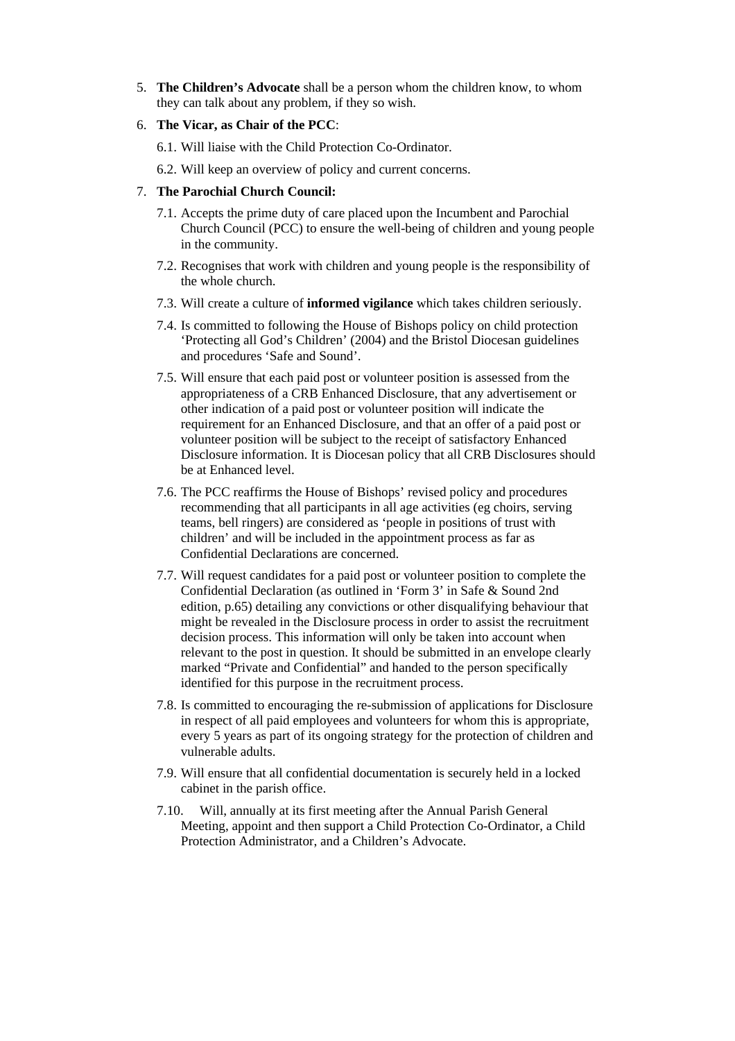5. **The Children's Advocate** shall be a person whom the children know, to whom they can talk about any problem, if they so wish.

6. **The Vicar, as Chair of the PCC**:

   6.1. Will liaise with the Child Protection Co-Ordinator.

   6.2. Will keep an overview of policy and current concerns.

7. **The Parochial Church Council:**

   7.1. Accepts the prime duty of care placed upon the Incumbent and Parochial Church Council (PCC) to ensure the well-being of children and young people in the community.

   7.2. Recognises that work with children and young people is the responsibility of the whole church.

   7.3. Will create a culture of **informed vigilance** which takes children seriously.

   7.4. Is committed to following the House of Bishops policy on child protection 'Protecting all God's Children' (2004) and the Bristol Diocesan guidelines and procedures 'Safe and Sound'.

   7.5. Will ensure that each paid post or volunteer position is assessed from the appropriateness of a CRB Enhanced Disclosure, that any advertisement or other indication of a paid post or volunteer position will indicate the requirement for an Enhanced Disclosure, and that an offer of a paid post or volunteer position will be subject to the receipt of satisfactory Enhanced Disclosure information. It is Diocesan policy that all CRB Disclosures should be at Enhanced level.

   7.6. The PCC reaffirms the House of Bishops' revised policy and procedures recommending that all participants in all age activities (eg choirs, serving teams, bell ringers) are considered as 'people in positions of trust with children' and will be included in the appointment process as far as Confidential Declarations are concerned.

   7.7. Will request candidates for a paid post or volunteer position to complete the Confidential Declaration (as outlined in 'Form 3' in Safe & Sound 2nd edition, p.65) detailing any convictions or other disqualifying behaviour that might be revealed in the Disclosure process in order to assist the recruitment decision process. This information will only be taken into account when relevant to the post in question. It should be submitted in an envelope clearly marked "Private and Confidential" and handed to the person specifically identified for this purpose in the recruitment process.

   7.8. Is committed to encouraging the re-submission of applications for Disclosure in respect of all paid employees and volunteers for whom this is appropriate, every 5 years as part of its ongoing strategy for the protection of children and vulnerable adults.

   7.9. Will ensure that all confidential documentation is securely held in a locked cabinet in the parish office.

   7.10. Will, annually at its first meeting after the Annual Parish General Meeting, appoint and then support a Child Protection Co-Ordinator, a Child Protection Administrator, and a Children's Advocate.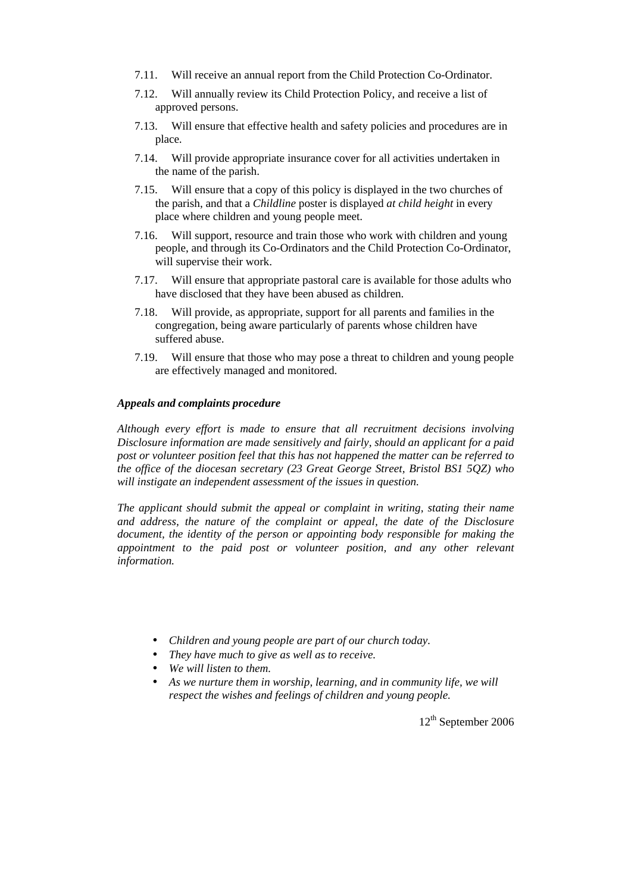7.11. Will receive an annual report from the Child Protection Co-Ordinator.

7.12. Will annually review its Child Protection Policy, and receive a list of approved persons.

7.13. Will ensure that effective health and safety policies and procedures are in place.

7.14. Will provide appropriate insurance cover for all activities undertaken in the name of the parish.

7.15. Will ensure that a copy of this policy is displayed in the two churches of the parish, and that a *Childline* poster is displayed *at child height* in every place where children and young people meet.

7.16. Will support, resource and train those who work with children and young people, and through its Co-Ordinators and the Child Protection Co-Ordinator, will supervise their work.

7.17. Will ensure that appropriate pastoral care is available for those adults who have disclosed that they have been abused as children.

7.18. Will provide, as appropriate, support for all parents and families in the congregation, being aware particularly of parents whose children have suffered abuse.

7.19. Will ensure that those who may pose a threat to children and young people are effectively managed and monitored.

***Appeals and complaints procedure***

*Although every effort is made to ensure that all recruitment decisions involving Disclosure information are made sensitively and fairly, should an applicant for a paid post or volunteer position feel that this has not happened the matter can be referred to the office of the diocesan secretary (23 Great George Street, Bristol BS1 5QZ) who will instigate an independent assessment of the issues in question.*

*The applicant should submit the appeal or complaint in writing, stating their name and address, the nature of the complaint or appeal, the date of the Disclosure document, the identity of the person or appointing body responsible for making the appointment to the paid post or volunteer position, and any other relevant information.*

- *Children and young people are part of our church today.*
- *They have much to give as well as to receive.*
- *We will listen to them.*
- *As we nurture them in worship, learning, and in community life, we will respect the wishes and feelings of children and young people.*

12th September 2006